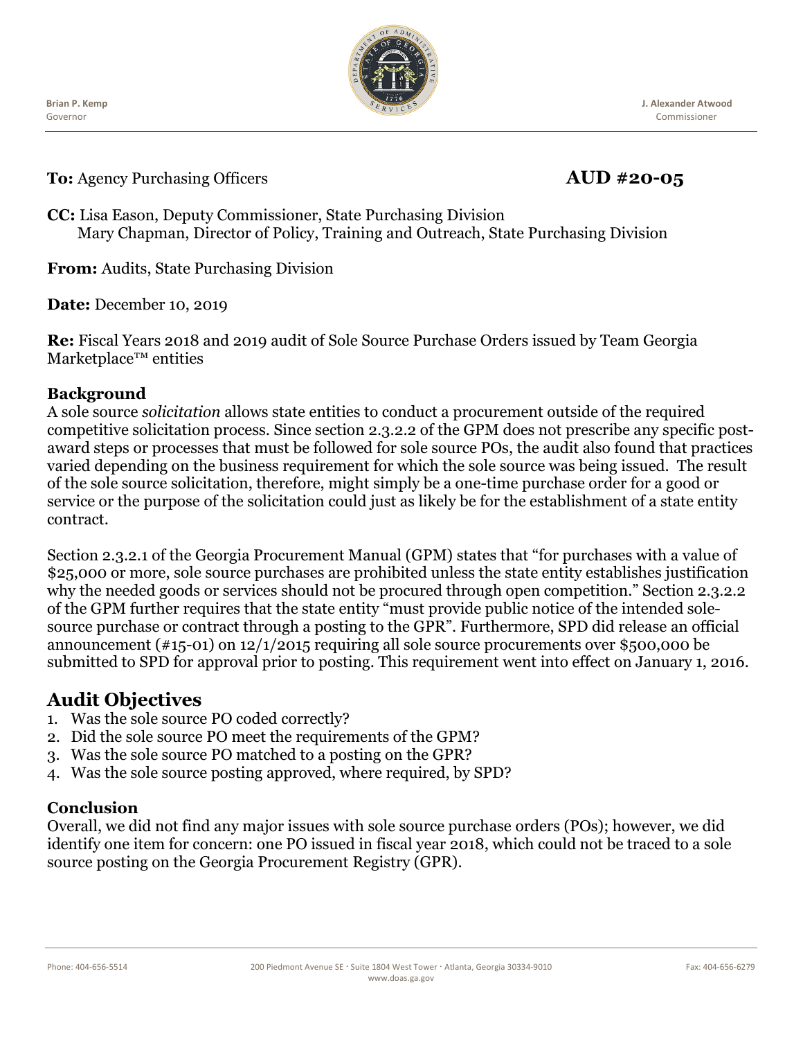Brian P. Kemp
Governor

J. Alexander Atwood
Commissioner

**To:** Agency Purchasing Officers **AUD #20-05**

**CC:** Lisa Eason, Deputy Commissioner, State Purchasing Division
Mary Chapman, Director of Policy, Training and Outreach, State Purchasing Division

**From:** Audits, State Purchasing Division

**Date:** December 10, 2019

**Re:** Fiscal Years 2018 and 2019 audit of Sole Source Purchase Orders issued by Team Georgia Marketplace™ entities

### Background

A sole source *solicitation* allows state entities to conduct a procurement outside of the required competitive solicitation process. Since section 2.3.2.2 of the GPM does not prescribe any specific post-award steps or processes that must be followed for sole source POs, the audit also found that practices varied depending on the business requirement for which the sole source was being issued. The result of the sole source solicitation, therefore, might simply be a one-time purchase order for a good or service or the purpose of the solicitation could just as likely be for the establishment of a state entity contract.

Section 2.3.2.1 of the Georgia Procurement Manual (GPM) states that "for purchases with a value of $25,000 or more, sole source purchases are prohibited unless the state entity establishes justification why the needed goods or services should not be procured through open competition." Section 2.3.2.2 of the GPM further requires that the state entity "must provide public notice of the intended sole-source purchase or contract through a posting to the GPR". Furthermore, SPD did release an official announcement (#15-01) on 12/1/2015 requiring all sole source procurements over $500,000 be submitted to SPD for approval prior to posting. This requirement went into effect on January 1, 2016.

## Audit Objectives

1. Was the sole source PO coded correctly?
2. Did the sole source PO meet the requirements of the GPM?
3. Was the sole source PO matched to a posting on the GPR?
4. Was the sole source posting approved, where required, by SPD?

### Conclusion

Overall, we did not find any major issues with sole source purchase orders (POs); however, we did identify one item for concern: one PO issued in fiscal year 2018, which could not be traced to a sole source posting on the Georgia Procurement Registry (GPR).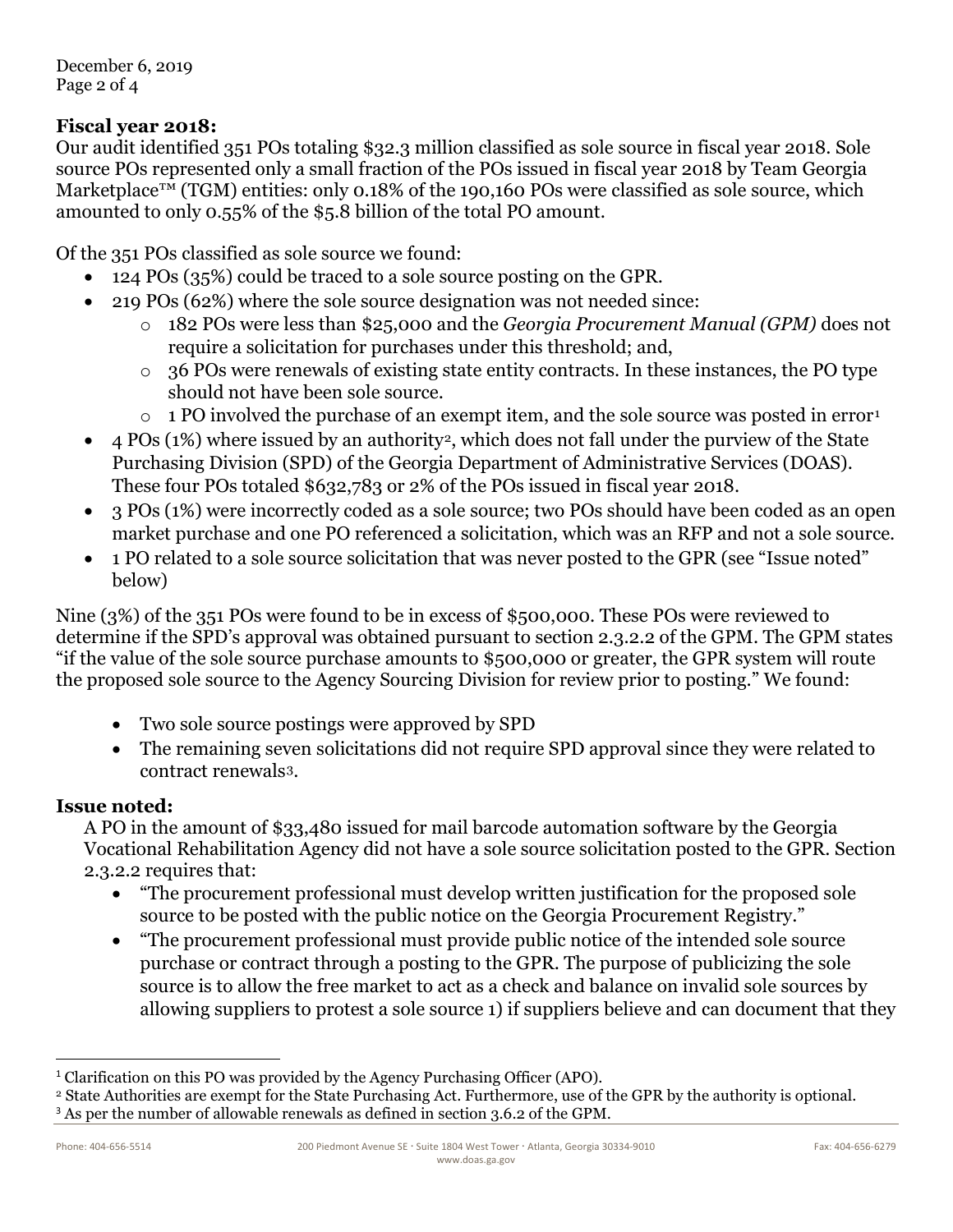**Fiscal year 2018:**

Our audit identified 351 POs totaling $32.3 million classified as sole source in fiscal year 2018. Sole source POs represented only a small fraction of the POs issued in fiscal year 2018 by Team Georgia Marketplace™ (TGM) entities: only 0.18% of the 190,160 POs were classified as sole source, which amounted to only 0.55% of the $5.8 billion of the total PO amount.

Of the 351 POs classified as sole source we found:

- 124 POs (35%) could be traced to a sole source posting on the GPR.
- 219 POs (62%) where the sole source designation was not needed since:
  - 182 POs were less than $25,000 and the *Georgia Procurement Manual (GPM)* does not require a solicitation for purchases under this threshold; and,
  - 36 POs were renewals of existing state entity contracts. In these instances, the PO type should not have been sole source.
  - 1 PO involved the purchase of an exempt item, and the sole source was posted in error[1]
- 4 POs (1%) where issued by an authority[2], which does not fall under the purview of the State Purchasing Division (SPD) of the Georgia Department of Administrative Services (DOAS). These four POs totaled $632,783 or 2% of the POs issued in fiscal year 2018.
- 3 POs (1%) were incorrectly coded as a sole source; two POs should have been coded as an open market purchase and one PO referenced a solicitation, which was an RFP and not a sole source.
- 1 PO related to a sole source solicitation that was never posted to the GPR (see "Issue noted" below)

Nine (3%) of the 351 POs were found to be in excess of $500,000. These POs were reviewed to determine if the SPD's approval was obtained pursuant to section 2.3.2.2 of the GPM. The GPM states "if the value of the sole source purchase amounts to $500,000 or greater, the GPR system will route the proposed sole source to the Agency Sourcing Division for review prior to posting." We found:

- Two sole source postings were approved by SPD
- The remaining seven solicitations did not require SPD approval since they were related to contract renewals[3].

**Issue noted:**

A PO in the amount of $33,480 issued for mail barcode automation software by the Georgia Vocational Rehabilitation Agency did not have a sole source solicitation posted to the GPR. Section 2.3.2.2 requires that:

- "The procurement professional must develop written justification for the proposed sole source to be posted with the public notice on the Georgia Procurement Registry."
- "The procurement professional must provide public notice of the intended sole source purchase or contract through a posting to the GPR. The purpose of publicizing the sole source is to allow the free market to act as a check and balance on invalid sole sources by allowing suppliers to protest a sole source 1) if suppliers believe and can document that they

[1] Clarification on this PO was provided by the Agency Purchasing Officer (APO).

[2] State Authorities are exempt for the State Purchasing Act. Furthermore, use of the GPR by the authority is optional.

[3] As per the number of allowable renewals as defined in section 3.6.2 of the GPM.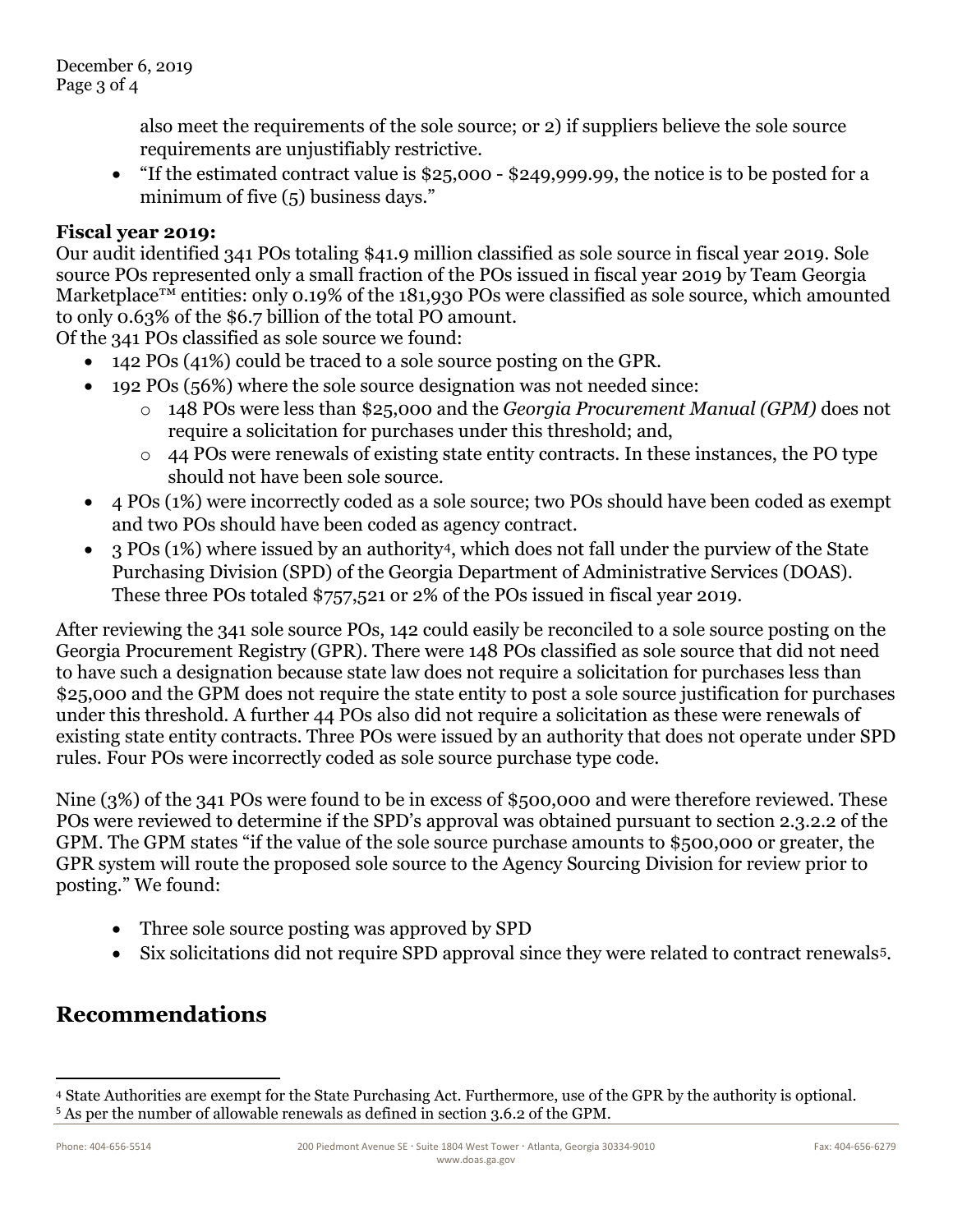also meet the requirements of the sole source; or 2) if suppliers believe the sole source requirements are unjustifiably restrictive.

- "If the estimated contract value is $25,000 - $249,999.99, the notice is to be posted for a minimum of five (5) business days."

**Fiscal year 2019:**

Our audit identified 341 POs totaling $41.9 million classified as sole source in fiscal year 2019. Sole source POs represented only a small fraction of the POs issued in fiscal year 2019 by Team Georgia Marketplace™ entities: only 0.19% of the 181,930 POs were classified as sole source, which amounted to only 0.63% of the $6.7 billion of the total PO amount.

Of the 341 POs classified as sole source we found:

- 142 POs (41%) could be traced to a sole source posting on the GPR.
- 192 POs (56%) where the sole source designation was not needed since:
  - 148 POs were less than $25,000 and the *Georgia Procurement Manual (GPM)* does not require a solicitation for purchases under this threshold; and,
  - 44 POs were renewals of existing state entity contracts. In these instances, the PO type should not have been sole source.
- 4 POs (1%) were incorrectly coded as a sole source; two POs should have been coded as exempt and two POs should have been coded as agency contract.
- 3 POs (1%) where issued by an authority[4], which does not fall under the purview of the State Purchasing Division (SPD) of the Georgia Department of Administrative Services (DOAS). These three POs totaled $757,521 or 2% of the POs issued in fiscal year 2019.

After reviewing the 341 sole source POs, 142 could easily be reconciled to a sole source posting on the Georgia Procurement Registry (GPR). There were 148 POs classified as sole source that did not need to have such a designation because state law does not require a solicitation for purchases less than $25,000 and the GPM does not require the state entity to post a sole source justification for purchases under this threshold. A further 44 POs also did not require a solicitation as these were renewals of existing state entity contracts. Three POs were issued by an authority that does not operate under SPD rules. Four POs were incorrectly coded as sole source purchase type code.

Nine (3%) of the 341 POs were found to be in excess of $500,000 and were therefore reviewed. These POs were reviewed to determine if the SPD's approval was obtained pursuant to section 2.3.2.2 of the GPM. The GPM states "if the value of the sole source purchase amounts to $500,000 or greater, the GPR system will route the proposed sole source to the Agency Sourcing Division for review prior to posting." We found:

- Three sole source posting was approved by SPD
- Six solicitations did not require SPD approval since they were related to contract renewals[5].

## Recommendations

[4] State Authorities are exempt for the State Purchasing Act. Furthermore, use of the GPR by the authority is optional.

[5] As per the number of allowable renewals as defined in section 3.6.2 of the GPM.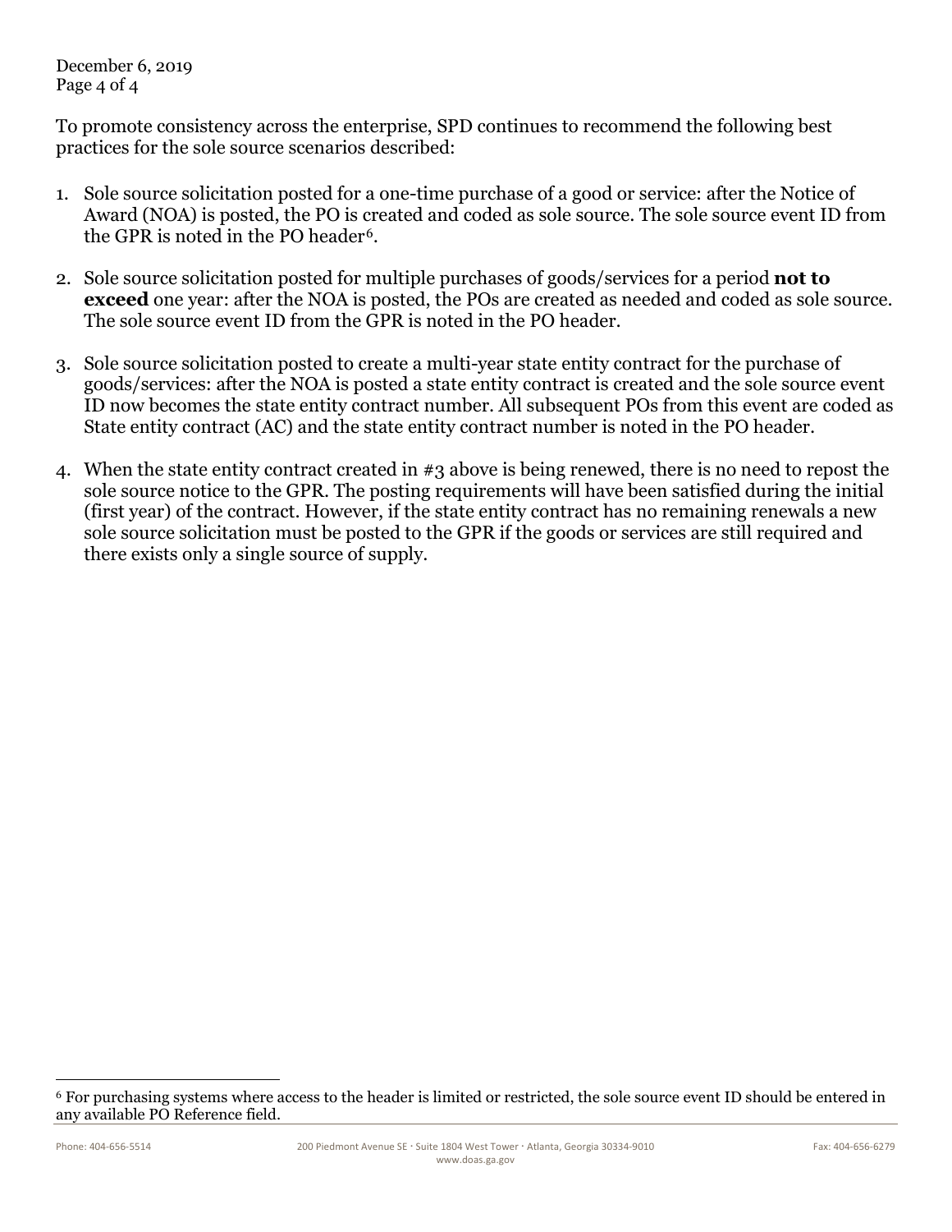To promote consistency across the enterprise, SPD continues to recommend the following best practices for the sole source scenarios described:

1. Sole source solicitation posted for a one-time purchase of a good or service: after the Notice of Award (NOA) is posted, the PO is created and coded as sole source. The sole source event ID from the GPR is noted in the PO header[6].

2. Sole source solicitation posted for multiple purchases of goods/services for a period **not to exceed** one year: after the NOA is posted, the POs are created as needed and coded as sole source. The sole source event ID from the GPR is noted in the PO header.

3. Sole source solicitation posted to create a multi-year state entity contract for the purchase of goods/services: after the NOA is posted a state entity contract is created and the sole source event ID now becomes the state entity contract number. All subsequent POs from this event are coded as State entity contract (AC) and the state entity contract number is noted in the PO header.

4. When the state entity contract created in #3 above is being renewed, there is no need to repost the sole source notice to the GPR. The posting requirements will have been satisfied during the initial (first year) of the contract. However, if the state entity contract has no remaining renewals a new sole source solicitation must be posted to the GPR if the goods or services are still required and there exists only a single source of supply.

---

[6] For purchasing systems where access to the header is limited or restricted, the sole source event ID should be entered in any available PO Reference field.